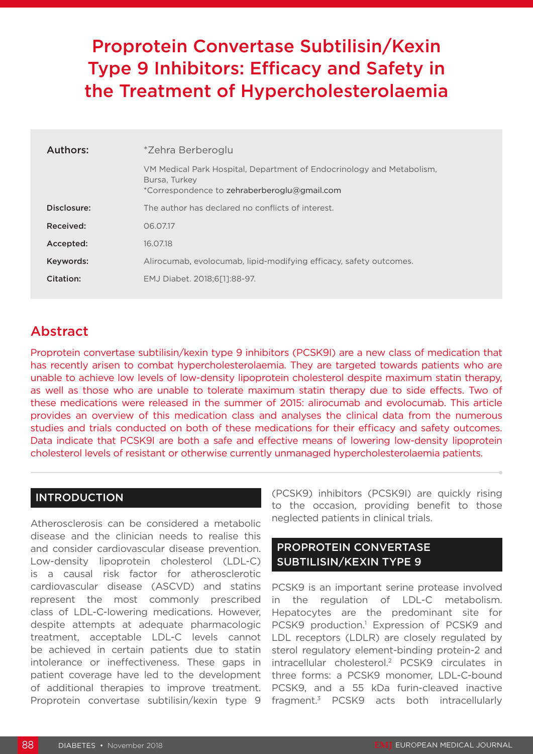# Proprotein Convertase Subtilisin/Kexin Type 9 Inhibitors: Efficacy and Safety in the Treatment of Hypercholesterolaemia

| | |
|---|---|
| **Authors:** | *Zehra Berberoglu |
| | VM Medical Park Hospital, Department of Endocrinology and Metabolism, Bursa, Turkey<br>*Correspondence to zehraberberoglu@gmail.com |
| **Disclosure:** | The author has declared no conflicts of interest. |
| **Received:** | 06.07.17 |
| **Accepted:** | 16.07.18 |
| **Keywords:** | Alirocumab, evolocumab, lipid-modifying efficacy, safety outcomes. |
| **Citation:** | EMJ Diabet. 2018;6[1]:88-97. |

## Abstract

Proprotein convertase subtilisin/kexin type 9 inhibitors (PCSK9I) are a new class of medication that has recently arisen to combat hypercholesterolaemia. They are targeted towards patients who are unable to achieve low levels of low-density lipoprotein cholesterol despite maximum statin therapy, as well as those who are unable to tolerate maximum statin therapy due to side effects. Two of these medications were released in the summer of 2015: alirocumab and evolocumab. This article provides an overview of this medication class and analyses the clinical data from the numerous studies and trials conducted on both of these medications for their efficacy and safety outcomes. Data indicate that PCSK9I are both a safe and effective means of lowering low-density lipoprotein cholesterol levels of resistant or otherwise currently unmanaged hypercholesterolaemia patients.

## INTRODUCTION

Atherosclerosis can be considered a metabolic disease and the clinician needs to realise this and consider cardiovascular disease prevention. Low-density lipoprotein cholesterol (LDL-C) is a causal risk factor for atherosclerotic cardiovascular disease (ASCVD) and statins represent the most commonly prescribed class of LDL-C-lowering medications. However, despite attempts at adequate pharmacologic treatment, acceptable LDL-C levels cannot be achieved in certain patients due to statin intolerance or ineffectiveness. These gaps in patient coverage have led to the development of additional therapies to improve treatment. Proprotein convertase subtilisin/kexin type 9 (PCSK9) inhibitors (PCSK9I) are quickly rising to the occasion, providing benefit to those neglected patients in clinical trials.

## PROPROTEIN CONVERTASE SUBTILISIN/KEXIN TYPE 9

PCSK9 is an important serine protease involved in the regulation of LDL-C metabolism. Hepatocytes are the predominant site for PCSK9 production.[1] Expression of PCSK9 and LDL receptors (LDLR) are closely regulated by sterol regulatory element-binding protein-2 and intracellular cholesterol.[2] PCSK9 circulates in three forms: a PCSK9 monomer, LDL-C-bound PCSK9, and a 55 kDa furin-cleaved inactive fragment.[3] PCSK9 acts both intracellularly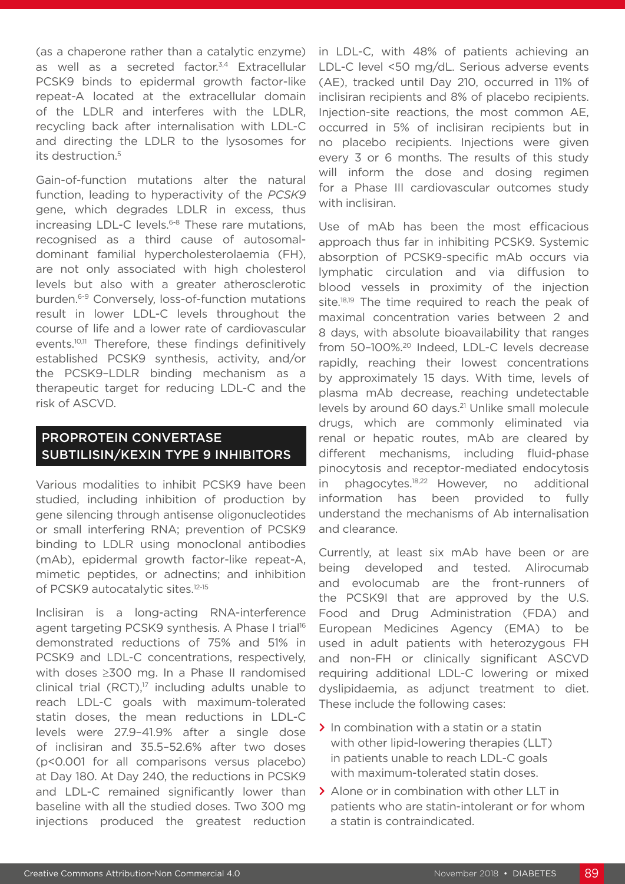(as a chaperone rather than a catalytic enzyme) as well as a secreted factor.[3,4] Extracellular PCSK9 binds to epidermal growth factor-like repeat-A located at the extracellular domain of the LDLR and interferes with the LDLR, recycling back after internalisation with LDL-C and directing the LDLR to the lysosomes for its destruction.[5]

Gain-of-function mutations alter the natural function, leading to hyperactivity of the *PCSK9* gene, which degrades LDLR in excess, thus increasing LDL-C levels.[6-8] These rare mutations, recognised as a third cause of autosomal-dominant familial hypercholesterolaemia (FH), are not only associated with high cholesterol levels but also with a greater atherosclerotic burden.[6-9] Conversely, loss-of-function mutations result in lower LDL-C levels throughout the course of life and a lower rate of cardiovascular events.[10,11] Therefore, these findings definitively established PCSK9 synthesis, activity, and/or the PCSK9–LDLR binding mechanism as a therapeutic target for reducing LDL-C and the risk of ASCVD.

## PROPROTEIN CONVERTASE SUBTILISIN/KEXIN TYPE 9 INHIBITORS

Various modalities to inhibit PCSK9 have been studied, including inhibition of production by gene silencing through antisense oligonucleotides or small interfering RNA; prevention of PCSK9 binding to LDLR using monoclonal antibodies (mAb), epidermal growth factor-like repeat-A, mimetic peptides, or adnectins; and inhibition of PCSK9 autocatalytic sites.[12-15]

Inclisiran is a long-acting RNA-interference agent targeting PCSK9 synthesis. A Phase I trial[16] demonstrated reductions of 75% and 51% in PCSK9 and LDL-C concentrations, respectively, with doses ≥300 mg. In a Phase II randomised clinical trial (RCT),[17] including adults unable to reach LDL-C goals with maximum-tolerated statin doses, the mean reductions in LDL-C levels were 27.9–41.9% after a single dose of inclisiran and 35.5–52.6% after two doses ($p<0.001$ for all comparisons versus placebo) at Day 180. At Day 240, the reductions in PCSK9 and LDL-C remained significantly lower than baseline with all the studied doses. Two 300 mg injections produced the greatest reduction in LDL-C, with 48% of patients achieving an LDL-C level <50 mg/dL. Serious adverse events (AE), tracked until Day 210, occurred in 11% of inclisiran recipients and 8% of placebo recipients. Injection-site reactions, the most common AE, occurred in 5% of inclisiran recipients but in no placebo recipients. Injections were given every 3 or 6 months. The results of this study will inform the dose and dosing regimen for a Phase III cardiovascular outcomes study with inclisiran.

Use of mAb has been the most efficacious approach thus far in inhibiting PCSK9. Systemic absorption of PCSK9-specific mAb occurs via lymphatic circulation and via diffusion to blood vessels in proximity of the injection site.[18,19] The time required to reach the peak of maximal concentration varies between 2 and 8 days, with absolute bioavailability that ranges from 50–100%.[20] Indeed, LDL-C levels decrease rapidly, reaching their lowest concentrations by approximately 15 days. With time, levels of plasma mAb decrease, reaching undetectable levels by around 60 days.[21] Unlike small molecule drugs, which are commonly eliminated via renal or hepatic routes, mAb are cleared by different mechanisms, including fluid-phase pinocytosis and receptor-mediated endocytosis in phagocytes.[18,22] However, no additional information has been provided to fully understand the mechanisms of Ab internalisation and clearance.

Currently, at least six mAb have been or are being developed and tested. Alirocumab and evolocumab are the front-runners of the PCSK9I that are approved by the U.S. Food and Drug Administration (FDA) and European Medicines Agency (EMA) to be used in adult patients with heterozygous FH and non-FH or clinically significant ASCVD requiring additional LDL-C lowering or mixed dyslipidaemia, as adjunct treatment to diet. These include the following cases:

- In combination with a statin or a statin with other lipid-lowering therapies (LLT) in patients unable to reach LDL-C goals with maximum-tolerated statin doses.
- Alone or in combination with other LLT in patients who are statin-intolerant or for whom a statin is contraindicated.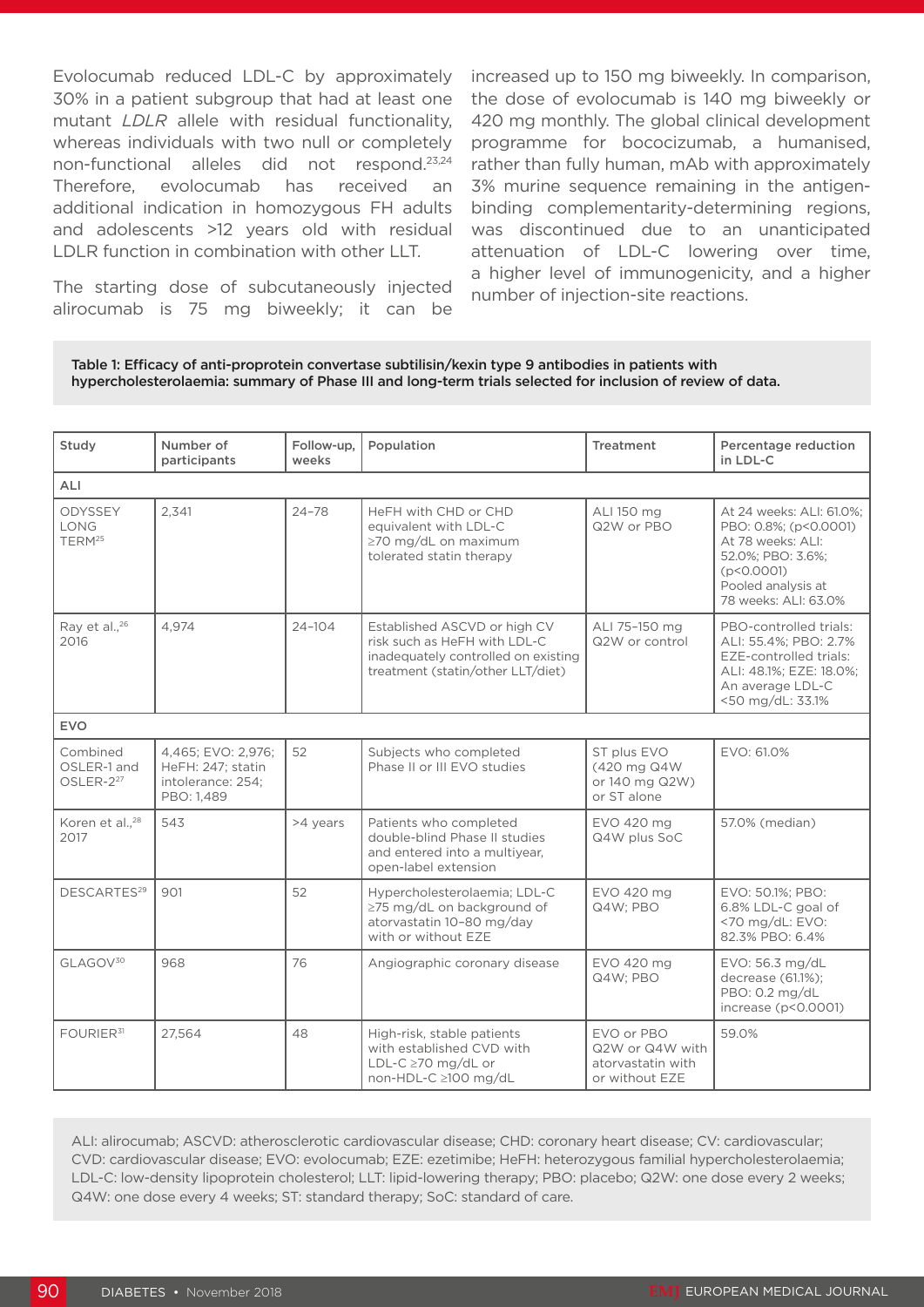Evolocumab reduced LDL-C by approximately 30% in a patient subgroup that had at least one mutant *LDLR* allele with residual functionality, whereas individuals with two null or completely non-functional alleles did not respond.[23,24] Therefore, evolocumab has received an additional indication in homozygous FH adults and adolescents >12 years old with residual LDLR function in combination with other LLT.

The starting dose of subcutaneously injected alirocumab is 75 mg biweekly; it can be increased up to 150 mg biweekly. In comparison, the dose of evolocumab is 140 mg biweekly or 420 mg monthly. The global clinical development programme for bococizumab, a humanised, rather than fully human, mAb with approximately 3% murine sequence remaining in the antigen-binding complementarity-determining regions, was discontinued due to an unanticipated attenuation of LDL-C lowering over time, a higher level of immunogenicity, and a higher number of injection-site reactions.

**Table 1: Efficacy of anti-proprotein convertase subtilisin/kexin type 9 antibodies in patients with hypercholesterolaemia: summary of Phase III and long-term trials selected for inclusion of review of data.**

| Study | Number of participants | Follow-up, weeks | Population | Treatment | Percentage reduction in LDL-C |
|---|---|---|---|---|---|
| ALI | | | | | |
| ODYSSEY LONG TERM[25] | 2,341 | 24–78 | HeFH with CHD or CHD equivalent with LDL-C ≥70 mg/dL on maximum tolerated statin therapy | ALI 150 mg Q2W or PBO | At 24 weeks: ALI: 61.0%; PBO: 0.8%; (p<0.0001) At 78 weeks: ALI: 52.0%; PBO: 3.6%; (p<0.0001) Pooled analysis at 78 weeks: ALI: 63.0% |
| Ray et al.,[26] 2016 | 4,974 | 24–104 | Established ASCVD or high CV risk such as HeFH with LDL-C inadequately controlled on existing treatment (statin/other LLT/diet) | ALI 75–150 mg Q2W or control | PBO-controlled trials: ALI: 55.4%; PBO: 2.7% EZE-controlled trials: ALI: 48.1%; EZE: 18.0%; An average LDL-C <50 mg/dL: 33.1% |
| EVO | | | | | |
| Combined OSLER-1 and OSLER-2[27] | 4,465; EVO: 2,976; HeFH: 247; statin intolerance: 254; PBO: 1,489 | 52 | Subjects who completed Phase II or III EVO studies | ST plus EVO (420 mg Q4W or 140 mg Q2W) or ST alone | EVO: 61.0% |
| Koren et al.,[28] 2017 | 543 | >4 years | Patients who completed double-blind Phase II studies and entered into a multiyear, open-label extension | EVO 420 mg Q4W plus SoC | 57.0% (median) |
| DESCARTES[29] | 901 | 52 | Hypercholesterolaemia; LDL-C ≥75 mg/dL on background of atorvastatin 10–80 mg/day with or without EZE | EVO 420 mg Q4W; PBO | EVO: 50.1%; PBO: 6.8% LDL-C goal of <70 mg/dL: EVO: 82.3% PBO: 6.4% |
| GLAGOV[30] | 968 | 76 | Angiographic coronary disease | EVO 420 mg Q4W; PBO | EVO: 56.3 mg/dL decrease (61.1%); PBO: 0.2 mg/dL increase (p<0.0001) |
| FOURIER[31] | 27,564 | 48 | High-risk, stable patients with established CVD with LDL-C ≥70 mg/dL or non-HDL-C ≥100 mg/dL | EVO or PBO Q2W or Q4W with atorvastatin with or without EZE | 59.0% |

ALI: alirocumab; ASCVD: atherosclerotic cardiovascular disease; CHD: coronary heart disease; CV: cardiovascular; CVD: cardiovascular disease; EVO: evolocumab; EZE: ezetimibe; HeFH: heterozygous familial hypercholesterolaemia; LDL-C: low-density lipoprotein cholesterol; LLT: lipid-lowering therapy; PBO: placebo; Q2W: one dose every 2 weeks; Q4W: one dose every 4 weeks; ST: standard therapy; SoC: standard of care.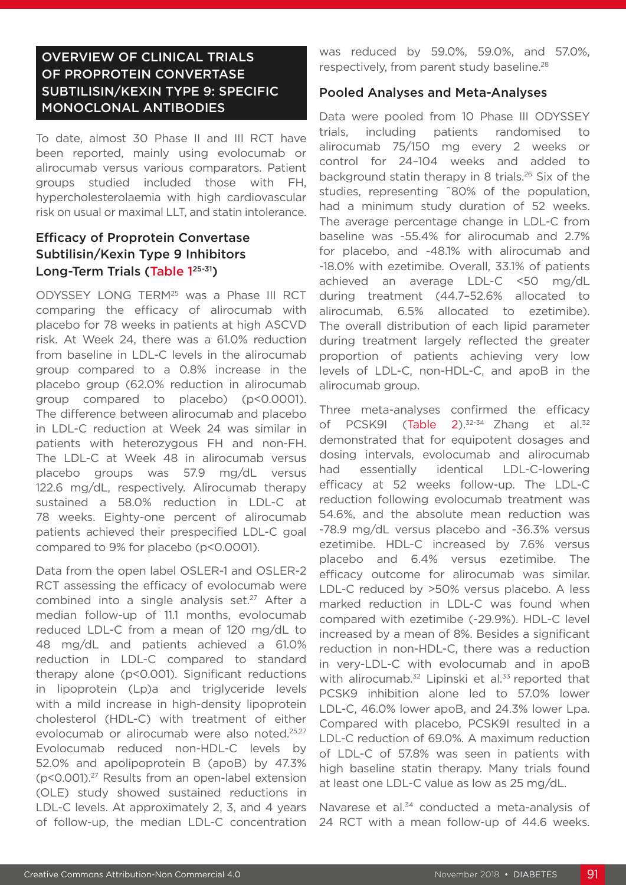## OVERVIEW OF CLINICAL TRIALS OF PROPROTEIN CONVERTASE SUBTILISIN/KEXIN TYPE 9: SPECIFIC MONOCLONAL ANTIBODIES

To date, almost 30 Phase II and III RCT have been reported, mainly using evolocumab or alirocumab versus various comparators. Patient groups studied included those with FH, hypercholesterolaemia with high cardiovascular risk on usual or maximal LLT, and statin intolerance.

### Efficacy of Proprotein Convertase Subtilisin/Kexin Type 9 Inhibitors Long-Term Trials (Table 1[25-31])

ODYSSEY LONG TERM[25] was a Phase III RCT comparing the efficacy of alirocumab with placebo for 78 weeks in patients at high ASCVD risk. At Week 24, there was a 61.0% reduction from baseline in LDL-C levels in the alirocumab group compared to a 0.8% increase in the placebo group (62.0% reduction in alirocumab group compared to placebo) ($p<0.0001$). The difference between alirocumab and placebo in LDL-C reduction at Week 24 was similar in patients with heterozygous FH and non-FH. The LDL-C at Week 48 in alirocumab versus placebo groups was 57.9 mg/dL versus 122.6 mg/dL, respectively. Alirocumab therapy sustained a 58.0% reduction in LDL-C at 78 weeks. Eighty-one percent of alirocumab patients achieved their prespecified LDL-C goal compared to 9% for placebo ($p<0.0001$).

Data from the open label OSLER-1 and OSLER-2 RCT assessing the efficacy of evolocumab were combined into a single analysis set.[27] After a median follow-up of 11.1 months, evolocumab reduced LDL-C from a mean of 120 mg/dL to 48 mg/dL and patients achieved a 61.0% reduction in LDL-C compared to standard therapy alone ($p<0.001$). Significant reductions in lipoprotein (Lp)a and triglyceride levels with a mild increase in high-density lipoprotein cholesterol (HDL-C) with treatment of either evolocumab or alirocumab were also noted.[25,27] Evolocumab reduced non-HDL-C levels by 52.0% and apolipoprotein B (apoB) by 47.3% ($p<0.001$).[27] Results from an open-label extension (OLE) study showed sustained reductions in LDL-C levels. At approximately 2, 3, and 4 years of follow-up, the median LDL-C concentration was reduced by 59.0%, 59.0%, and 57.0%, respectively, from parent study baseline.[28]

### Pooled Analyses and Meta-Analyses

Data were pooled from 10 Phase III ODYSSEY trials, including patients randomised to alirocumab 75/150 mg every 2 weeks or control for 24–104 weeks and added to background statin therapy in 8 trials.[26] Six of the studies, representing ˜80% of the population, had a minimum study duration of 52 weeks. The average percentage change in LDL-C from baseline was -55.4% for alirocumab and 2.7% for placebo, and -48.1% with alirocumab and -18.0% with ezetimibe. Overall, 33.1% of patients achieved an average LDL-C <50 mg/dL during treatment (44.7–52.6% allocated to alirocumab, 6.5% allocated to ezetimibe). The overall distribution of each lipid parameter during treatment largely reflected the greater proportion of patients achieving very low levels of LDL-C, non-HDL-C, and apoB in the alirocumab group.

Three meta-analyses confirmed the efficacy of PCSK9I (Table 2).[32-34] Zhang et al.[32] demonstrated that for equipotent dosages and dosing intervals, evolocumab and alirocumab had essentially identical LDL-C-lowering efficacy at 52 weeks follow-up. The LDL-C reduction following evolocumab treatment was 54.6%, and the absolute mean reduction was -78.9 mg/dL versus placebo and -36.3% versus ezetimibe. HDL-C increased by 7.6% versus placebo and 6.4% versus ezetimibe. The efficacy outcome for alirocumab was similar. LDL-C reduced by >50% versus placebo. A less marked reduction in LDL-C was found when compared with ezetimibe (-29.9%). HDL-C level increased by a mean of 8%. Besides a significant reduction in non-HDL-C, there was a reduction in very-LDL-C with evolocumab and in apoB with alirocumab.[32] Lipinski et al.[33] reported that PCSK9 inhibition alone led to 57.0% lower LDL-C, 46.0% lower apoB, and 24.3% lower Lpa. Compared with placebo, PCSK9I resulted in a LDL-C reduction of 69.0%. A maximum reduction of LDL-C of 57.8% was seen in patients with high baseline statin therapy. Many trials found at least one LDL-C value as low as 25 mg/dL.

Navarese et al.[34] conducted a meta-analysis of 24 RCT with a mean follow-up of 44.6 weeks.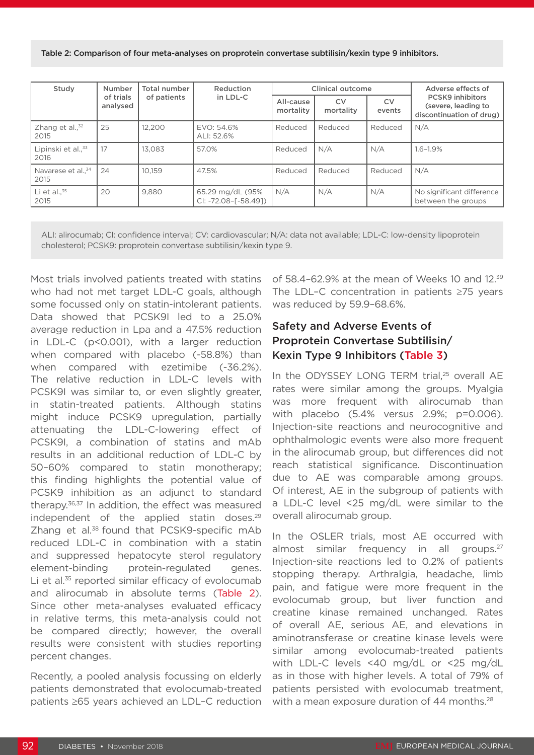Table 2: Comparison of four meta-analyses on proprotein convertase subtilisin/kexin type 9 inhibitors.

| Study | Number of trials analysed | Total number of patients | Reduction in LDL-C | Clinical outcome | | | Adverse effects of PCSK9 inhibitors (severe, leading to discontinuation of drug) |
|---|---|---|---|---|---|---|---|
| | | | | All-cause mortality | CV mortality | CV events | |
| Zhang et al.,[32] 2015 | 25 | 12,200 | EVO: 54.6% ALI: 52.6% | Reduced | Reduced | Reduced | N/A |
| Lipinski et al.,[33] 2016 | 17 | 13,083 | 57.0% | Reduced | N/A | N/A | 1.6–1.9% |
| Navarese et al.,[34] 2015 | 24 | 10,159 | 47.5% | Reduced | Reduced | Reduced | N/A |
| Li et al.,[35] 2015 | 20 | 9,880 | 65.29 mg/dL (95% CI: -72.08–[-58.49]) | N/A | N/A | N/A | No significant difference between the groups |

ALI: alirocumab; CI: confidence interval; CV: cardiovascular; N/A: data not available; LDL-C: low-density lipoprotein cholesterol; PCSK9: proprotein convertase subtilisin/kexin type 9.

Most trials involved patients treated with statins who had not met target LDL-C goals, although some focussed only on statin-intolerant patients. Data showed that PCSK9I led to a 25.0% average reduction in Lpa and a 47.5% reduction in LDL-C ($p<0.001$), with a larger reduction when compared with placebo (-58.8%) than when compared with ezetimibe (-36.2%). The relative reduction in LDL-C levels with PCSK9I was similar to, or even slightly greater, in statin-treated patients. Although statins might induce PCSK9 upregulation, partially attenuating the LDL-C-lowering effect of PCSK9I, a combination of statins and mAb results in an additional reduction of LDL-C by 50–60% compared to statin monotherapy; this finding highlights the potential value of PCSK9 inhibition as an adjunct to standard therapy.[36,37] In addition, the effect was measured independent of the applied statin doses.[29] Zhang et al.[38] found that PCSK9-specific mAb reduced LDL-C in combination with a statin and suppressed hepatocyte sterol regulatory element-binding protein-regulated genes. Li et al.[35] reported similar efficacy of evolocumab and alirocumab in absolute terms (Table 2). Since other meta-analyses evaluated efficacy in relative terms, this meta-analysis could not be compared directly; however, the overall results were consistent with studies reporting percent changes.

Recently, a pooled analysis focussing on elderly patients demonstrated that evolocumab-treated patients ≥65 years achieved an LDL-C reduction of 58.4–62.9% at the mean of Weeks 10 and 12.[39] The LDL-C concentration in patients ≥75 years was reduced by 59.9–68.6%.

## Safety and Adverse Events of Proprotein Convertase Subtilisin/Kexin Type 9 Inhibitors (Table 3)

In the ODYSSEY LONG TERM trial,[25] overall AE rates were similar among the groups. Myalgia was more frequent with alirocumab than with placebo (5.4% versus 2.9%; $p=0.006$). Injection-site reactions and neurocognitive and ophthalmologic events were also more frequent in the alirocumab group, but differences did not reach statistical significance. Discontinuation due to AE was comparable among groups. Of interest, AE in the subgroup of patients with a LDL-C level <25 mg/dL were similar to the overall alirocumab group.

In the OSLER trials, most AE occurred with almost similar frequency in all groups.[27] Injection-site reactions led to 0.2% of patients stopping therapy. Arthralgia, headache, limb pain, and fatigue were more frequent in the evolocumab group, but liver function and creatine kinase remained unchanged. Rates of overall AE, serious AE, and elevations in aminotransferase or creatine kinase levels were similar among evolocumab-treated patients with LDL-C levels <40 mg/dL or <25 mg/dL as in those with higher levels. A total of 79% of patients persisted with evolocumab treatment, with a mean exposure duration of 44 months.[28]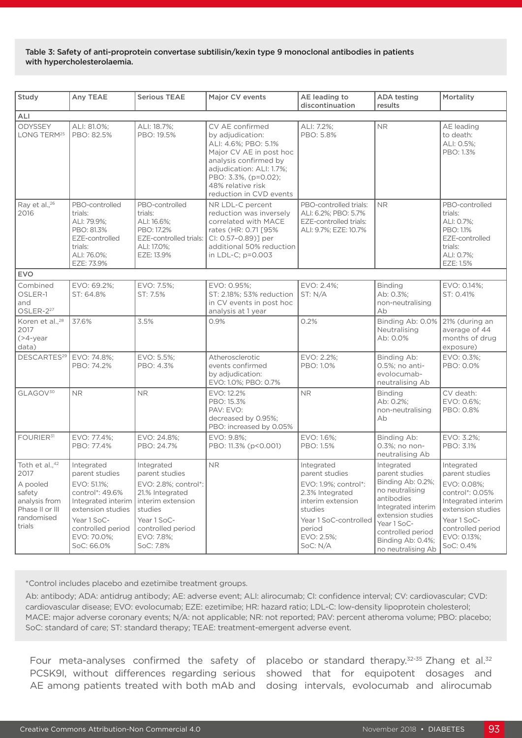**Table 3: Safety of anti-proprotein convertase subtilisin/kexin type 9 monoclonal antibodies in patients with hypercholesterolaemia.**

| Study | Any TEAE | Serious TEAE | Major CV events | AE leading to discontinuation | ADA testing results | Mortality |
|---|---|---|---|---|---|---|
| **ALI** | | | | | | |
| ODYSSEY LONG TERM[25] | ALI: 81.0%; PBO: 82.5% | ALI: 18.7%; PBO: 19.5% | CV AE confirmed by adjudication: ALI: 4.6%; PBO: 5.1% Major CV AE in post hoc analysis confirmed by adjudication: ALI: 1.7%; PBO: 3.3%, (p=0.02); 48% relative risk reduction in CVD events | ALI: 7.2%; PBO: 5.8% | NR | AE leading to death: ALI: 0.5%; PBO: 1.3% |
| Ray et al.,[26] 2016 | PBO-controlled trials: ALI: 79.9%; PBO: 81.3% EZE-controlled trials: ALI: 76.0%; EZE: 73.9% | PBO-controlled trials: ALI: 16.6%; PBO: 17.2% EZE-controlled trials: ALI: 17.0%; EZE: 13.9% | NR LDL-C percent reduction was inversely correlated with MACE rates (HR: 0.71 [95% CI: 0.57–0.89)] per additional 50% reduction in LDL-C; p=0.003 | PBO-controlled trials: ALI: 6.2%; PBO: 5.7% EZE-controlled trials: ALI: 9.7%; EZE: 10.7% | NR | PBO-controlled trials: ALI: 0.7%; PBO: 1.1% EZE-controlled trials: ALI: 0.7%; EZE: 1.5% |
| **EVO** | | | | | | |
| Combined OSLER-1 and OSLER-2[27] | EVO: 69.2%; ST: 64.8% | EVO: 7.5%; ST: 7.5% | EVO: 0.95%; ST: 2.18%; 53% reduction in CV events in post hoc analysis at 1 year | EVO: 2.4%; ST: N/A | Binding Ab: 0.3%; non-neutralising Ab | EVO: 0.14%; ST: 0.41% |
| Koren et al.,[28] 2017 (>4-year data) | 37.6% | 3.5% | 0.9% | 0.2% | Binding Ab: 0.0% Neutralising Ab: 0.0% | 21% (during an average of 44 months of drug exposure) |
| DESCARTES[29] | EVO: 74.8%; PBO: 74.2% | EVO: 5.5%; PBO: 4.3% | Atherosclerotic events confirmed by adjudication: EVO: 1.0%; PBO: 0.7% | EVO: 2.2%; PBO: 1.0% | Binding Ab: 0.5%; no anti-evolocumab-neutralising Ab | EVO: 0.3%; PBO: 0.0% |
| GLAGOV[30] | NR | NR | EVO: 12.2% PBO: 15.3% PAV: EVO: decreased by 0.95%; PBO: increased by 0.05% | NR | Binding Ab: 0.2%; non-neutralising Ab | CV death: EVO: 0.6%; PBO: 0.8% |
| FOURIER[31] | EVO: 77.4%; PBO: 77.4% | EVO: 24.8%; PBO: 24.7% | EVO: 9.8%; PBO: 11.3% (p<0.001) | EVO: 1.6%; PBO: 1.5% | Binding Ab: 0.3%; no non-neutralising Ab | EVO: 3.2%; PBO: 3.1% |
| Toth et al.,[42] 2017 A pooled safety analysis from Phase II or III randomised trials | Integrated parent studies EVO: 51.1%; control*: 49.6% Integrated interim extension studies Year 1 SoC-controlled period EVO: 70.0%; SoC: 66.0% | Integrated parent studies EVO: 2.8%; control*: 21.% Integrated interim extension studies Year 1 SoC-controlled period EVO: 7.8%; SoC: 7.8% | NR | Integrated parent studies EVO: 1.9%; control*: 2.3% Integrated interim extension studies Year 1 SoC-controlled period EVO: 2.5%; SoC: N/A | Integrated parent studies Binding Ab: 0.2%; no neutralising antibodies Integrated interim extension studies Year 1 SoC-controlled period Binding Ab: 0.4%; no neutralising Ab | Integrated parent studies EVO: 0.08%; control*: 0.05% Integrated interim extension studies Year 1 SoC-controlled period EVO: 0.13%; SoC: 0.4% |

*Control includes placebo and ezetimibe treatment groups.

Ab: antibody; ADA: antidrug antibody; AE: adverse event; ALI: alirocumab; CI: confidence interval; CV: cardiovascular; CVD: cardiovascular disease; EVO: evolocumab; EZE: ezetimibe; HR: hazard ratio; LDL-C: low-density lipoprotein cholesterol; MACE: major adverse coronary events; N/A: not applicable; NR: not reported; PAV: percent atheroma volume; PBO: placebo; SoC: standard of care; ST: standard therapy; TEAE: treatment-emergent adverse event.

Four meta-analyses confirmed the safety of PCSK9I, without differences regarding serious AE among patients treated with both mAb and placebo or standard therapy.[32-35] Zhang et al.[32] showed that for equipotent dosages and dosing intervals, evolocumab and alirocumab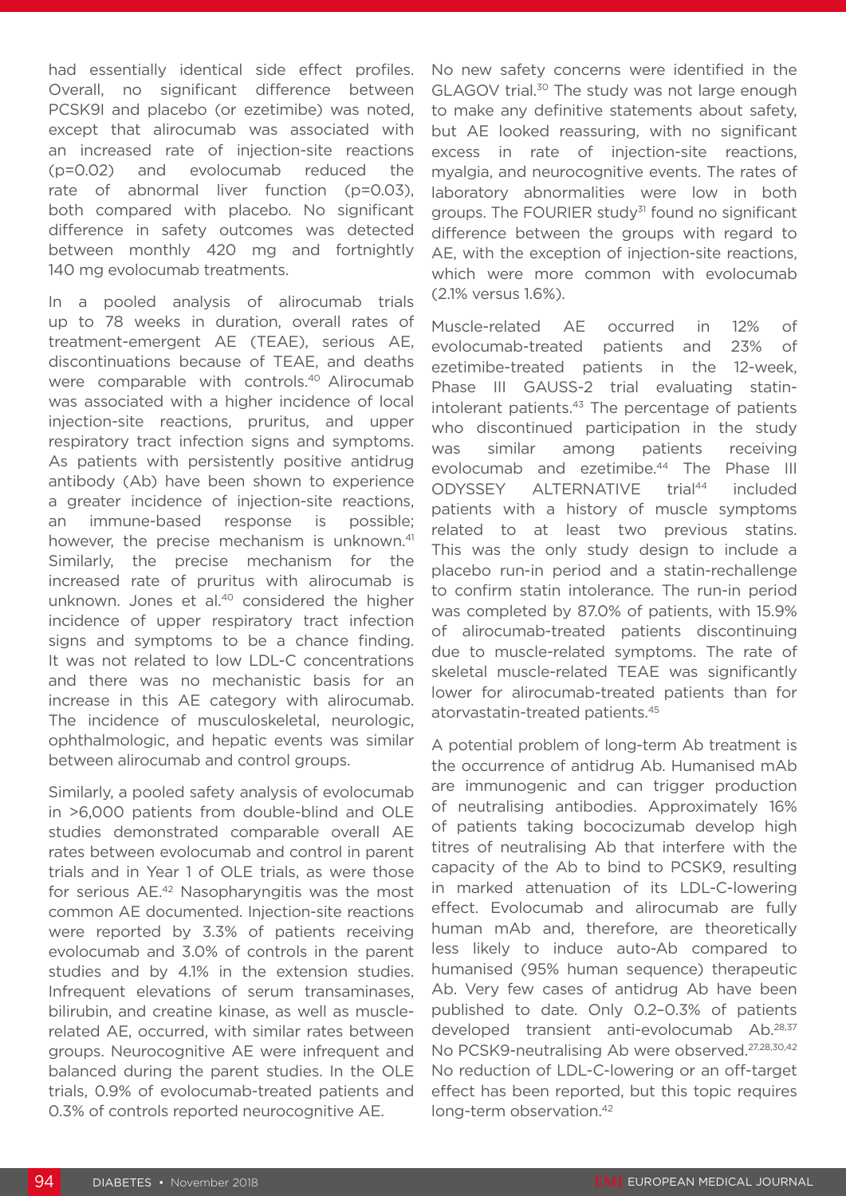had essentially identical side effect profiles. Overall, no significant difference between PCSK9I and placebo (or ezetimibe) was noted, except that alirocumab was associated with an increased rate of injection-site reactions (p=0.02) and evolocumab reduced the rate of abnormal liver function (p=0.03), both compared with placebo. No significant difference in safety outcomes was detected between monthly 420 mg and fortnightly 140 mg evolocumab treatments.

In a pooled analysis of alirocumab trials up to 78 weeks in duration, overall rates of treatment-emergent AE (TEAE), serious AE, discontinuations because of TEAE, and deaths were comparable with controls.[40] Alirocumab was associated with a higher incidence of local injection-site reactions, pruritus, and upper respiratory tract infection signs and symptoms. As patients with persistently positive antidrug antibody (Ab) have been shown to experience a greater incidence of injection-site reactions, an immune-based response is possible; however, the precise mechanism is unknown.[41] Similarly, the precise mechanism for the increased rate of pruritus with alirocumab is unknown. Jones et al.[40] considered the higher incidence of upper respiratory tract infection signs and symptoms to be a chance finding. It was not related to low LDL-C concentrations and there was no mechanistic basis for an increase in this AE category with alirocumab. The incidence of musculoskeletal, neurologic, ophthalmologic, and hepatic events was similar between alirocumab and control groups.

Similarly, a pooled safety analysis of evolocumab in >6,000 patients from double-blind and OLE studies demonstrated comparable overall AE rates between evolocumab and control in parent trials and in Year 1 of OLE trials, as were those for serious AE.[42] Nasopharyngitis was the most common AE documented. Injection-site reactions were reported by 3.3% of patients receiving evolocumab and 3.0% of controls in the parent studies and by 4.1% in the extension studies. Infrequent elevations of serum transaminases, bilirubin, and creatine kinase, as well as muscle-related AE, occurred, with similar rates between groups. Neurocognitive AE were infrequent and balanced during the parent studies. In the OLE trials, 0.9% of evolocumab-treated patients and 0.3% of controls reported neurocognitive AE.

No new safety concerns were identified in the GLAGOV trial.[30] The study was not large enough to make any definitive statements about safety, but AE looked reassuring, with no significant excess in rate of injection-site reactions, myalgia, and neurocognitive events. The rates of laboratory abnormalities were low in both groups. The FOURIER study[31] found no significant difference between the groups with regard to AE, with the exception of injection-site reactions, which were more common with evolocumab (2.1% versus 1.6%).

Muscle-related AE occurred in 12% of evolocumab-treated patients and 23% of ezetimibe-treated patients in the 12-week, Phase III GAUSS-2 trial evaluating statin-intolerant patients.[43] The percentage of patients who discontinued participation in the study was similar among patients receiving evolocumab and ezetimibe.[44] The Phase III ODYSSEY ALTERNATIVE trial[44] included patients with a history of muscle symptoms related to at least two previous statins. This was the only study design to include a placebo run-in period and a statin-rechallenge to confirm statin intolerance. The run-in period was completed by 87.0% of patients, with 15.9% of alirocumab-treated patients discontinuing due to muscle-related symptoms. The rate of skeletal muscle-related TEAE was significantly lower for alirocumab-treated patients than for atorvastatin-treated patients.[45]

A potential problem of long-term Ab treatment is the occurrence of antidrug Ab. Humanised mAb are immunogenic and can trigger production of neutralising antibodies. Approximately 16% of patients taking bococizumab develop high titres of neutralising Ab that interfere with the capacity of the Ab to bind to PCSK9, resulting in marked attenuation of its LDL-C-lowering effect. Evolocumab and alirocumab are fully human mAb and, therefore, are theoretically less likely to induce auto-Ab compared to humanised (95% human sequence) therapeutic Ab. Very few cases of antidrug Ab have been published to date. Only 0.2–0.3% of patients developed transient anti-evolocumab Ab.[28,37] No PCSK9-neutralising Ab were observed.[27,28,30,42] No reduction of LDL-C-lowering or an off-target effect has been reported, but this topic requires long-term observation.[42]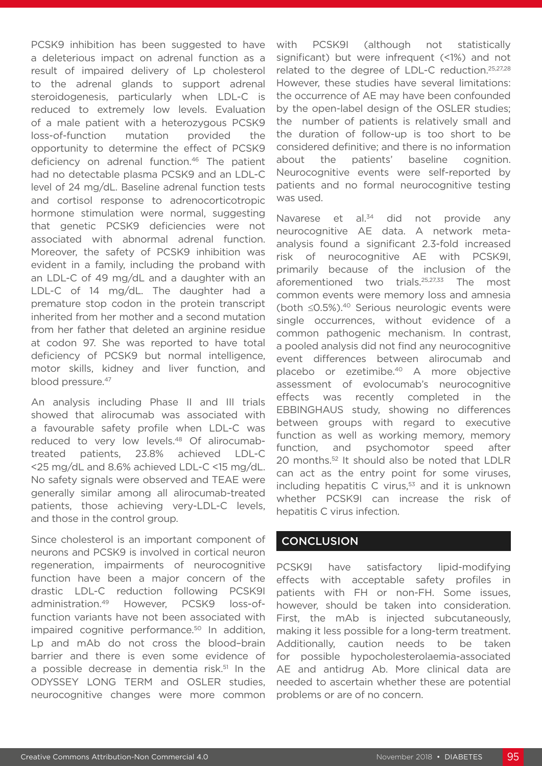PCSK9 inhibition has been suggested to have a deleterious impact on adrenal function as a result of impaired delivery of Lp cholesterol to the adrenal glands to support adrenal steroidogenesis, particularly when LDL-C is reduced to extremely low levels. Evaluation of a male patient with a heterozygous PCSK9 loss-of-function mutation provided the opportunity to determine the effect of PCSK9 deficiency on adrenal function.[46] The patient had no detectable plasma PCSK9 and an LDL-C level of 24 mg/dL. Baseline adrenal function tests and cortisol response to adrenocorticotropic hormone stimulation were normal, suggesting that genetic PCSK9 deficiencies were not associated with abnormal adrenal function. Moreover, the safety of PCSK9 inhibition was evident in a family, including the proband with an LDL-C of 49 mg/dL and a daughter with an LDL-C of 14 mg/dL. The daughter had a premature stop codon in the protein transcript inherited from her mother and a second mutation from her father that deleted an arginine residue at codon 97. She was reported to have total deficiency of PCSK9 but normal intelligence, motor skills, kidney and liver function, and blood pressure.[47]

An analysis including Phase II and III trials showed that alirocumab was associated with a favourable safety profile when LDL-C was reduced to very low levels.[48] Of alirocumab-treated patients, 23.8% achieved LDL-C <25 mg/dL and 8.6% achieved LDL-C <15 mg/dL. No safety signals were observed and TEAE were generally similar among all alirocumab-treated patients, those achieving very-LDL-C levels, and those in the control group.

Since cholesterol is an important component of neurons and PCSK9 is involved in cortical neuron regeneration, impairments of neurocognitive function have been a major concern of the drastic LDL-C reduction following PCSK9I administration.[49] However, PCSK9 loss-of-function variants have not been associated with impaired cognitive performance.[50] In addition, Lp and mAb do not cross the blood–brain barrier and there is even some evidence of a possible decrease in dementia risk.[51] In the ODYSSEY LONG TERM and OSLER studies, neurocognitive changes were more common with PCSK9I (although not statistically significant) but were infrequent (<1%) and not related to the degree of LDL-C reduction.[25,27,28] However, these studies have several limitations: the occurrence of AE may have been confounded by the open-label design of the OSLER studies; the number of patients is relatively small and the duration of follow-up is too short to be considered definitive; and there is no information about the patients' baseline cognition. Neurocognitive events were self-reported by patients and no formal neurocognitive testing was used.

Navarese et al.[34] did not provide any neurocognitive AE data. A network meta-analysis found a significant 2.3-fold increased risk of neurocognitive AE with PCSK9I, primarily because of the inclusion of the aforementioned two trials.[25,27,33] The most common events were memory loss and amnesia (both ≤0.5%).[40] Serious neurologic events were single occurrences, without evidence of a common pathogenic mechanism. In contrast, a pooled analysis did not find any neurocognitive event differences between alirocumab and placebo or ezetimibe.[40] A more objective assessment of evolocumab's neurocognitive effects was recently completed in the EBBINGHAUS study, showing no differences between groups with regard to executive function as well as working memory, memory function, and psychomotor speed after 20 months.[52] It should also be noted that LDLR can act as the entry point for some viruses, including hepatitis C virus,[53] and it is unknown whether PCSK9I can increase the risk of hepatitis C virus infection.

## CONCLUSION

PCSK9I have satisfactory lipid-modifying effects with acceptable safety profiles in patients with FH or non-FH. Some issues, however, should be taken into consideration. First, the mAb is injected subcutaneously, making it less possible for a long-term treatment. Additionally, caution needs to be taken for possible hypocholesterolaemia-associated AE and antidrug Ab. More clinical data are needed to ascertain whether these are potential problems or are of no concern.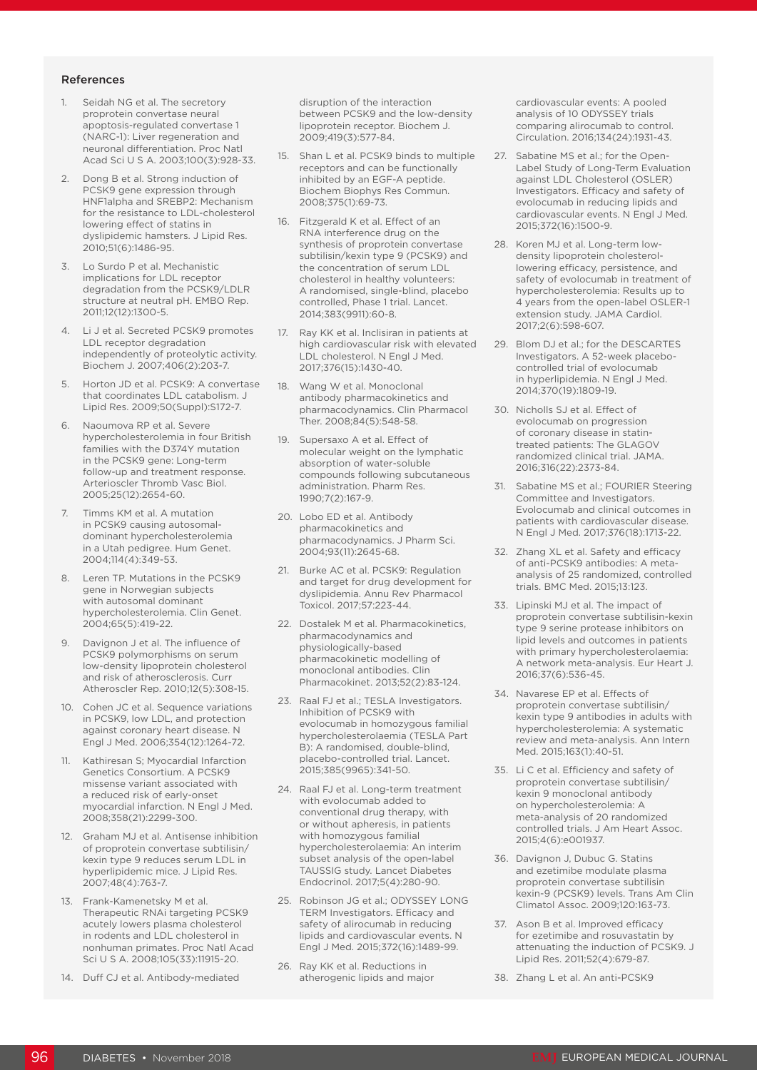## References

1. Seidah NG et al. The secretory proprotein convertase neural apoptosis-regulated convertase 1 (NARC-1): Liver regeneration and neuronal differentiation. Proc Natl Acad Sci U S A. 2003;100(3):928-33.
2. Dong B et al. Strong induction of PCSK9 gene expression through HNF1alpha and SREBP2: Mechanism for the resistance to LDL-cholesterol lowering effect of statins in dyslipidemic hamsters. J Lipid Res. 2010;51(6):1486-95.
3. Lo Surdo P et al. Mechanistic implications for LDL receptor degradation from the PCSK9/LDLR structure at neutral pH. EMBO Rep. 2011;12(12):1300-5.
4. Li J et al. Secreted PCSK9 promotes LDL receptor degradation independently of proteolytic activity. Biochem J. 2007;406(2):203-7.
5. Horton JD et al. PCSK9: A convertase that coordinates LDL catabolism. J Lipid Res. 2009;50(Suppl):S172-7.
6. Naoumova RP et al. Severe hypercholesterolemia in four British families with the D374Y mutation in the PCSK9 gene: Long-term follow-up and treatment response. Arterioscler Thromb Vasc Biol. 2005;25(12):2654-60.
7. Timms KM et al. A mutation in PCSK9 causing autosomal-dominant hypercholesterolemia in a Utah pedigree. Hum Genet. 2004;114(4):349-53.
8. Leren TP. Mutations in the PCSK9 gene in Norwegian subjects with autosomal dominant hypercholesterolemia. Clin Genet. 2004;65(5):419-22.
9. Davignon J et al. The influence of PCSK9 polymorphisms on serum low-density lipoprotein cholesterol and risk of atherosclerosis. Curr Atheroscler Rep. 2010;12(5):308-15.
10. Cohen JC et al. Sequence variations in PCSK9, low LDL, and protection against coronary heart disease. N Engl J Med. 2006;354(12):1264-72.
11. Kathiresan S; Myocardial Infarction Genetics Consortium. A PCSK9 missense variant associated with a reduced risk of early-onset myocardial infarction. N Engl J Med. 2008;358(21):2299-300.
12. Graham MJ et al. Antisense inhibition of proprotein convertase subtilisin/kexin type 9 reduces serum LDL in hyperlipidemic mice. J Lipid Res. 2007;48(4):763-7.
13. Frank-Kamenetsky M et al. Therapeutic RNAi targeting PCSK9 acutely lowers plasma cholesterol in rodents and LDL cholesterol in nonhuman primates. Proc Natl Acad Sci U S A. 2008;105(33):11915-20.
14. Duff CJ et al. Antibody-mediated disruption of the interaction between PCSK9 and the low-density lipoprotein receptor. Biochem J. 2009;419(3):577-84.
15. Shan L et al. PCSK9 binds to multiple receptors and can be functionally inhibited by an EGF-A peptide. Biochem Biophys Res Commun. 2008;375(1):69-73.
16. Fitzgerald K et al. Effect of an RNA interference drug on the synthesis of proprotein convertase subtilisin/kexin type 9 (PCSK9) and the concentration of serum LDL cholesterol in healthy volunteers: A randomised, single-blind, placebo controlled, Phase 1 trial. Lancet. 2014;383(9911):60-8.
17. Ray KK et al. Inclisiran in patients at high cardiovascular risk with elevated LDL cholesterol. N Engl J Med. 2017;376(15):1430-40.
18. Wang W et al. Monoclonal antibody pharmacokinetics and pharmacodynamics. Clin Pharmacol Ther. 2008;84(5):548-58.
19. Supersaxo A et al. Effect of molecular weight on the lymphatic absorption of water-soluble compounds following subcutaneous administration. Pharm Res. 1990;7(2):167-9.
20. Lobo ED et al. Antibody pharmacokinetics and pharmacodynamics. J Pharm Sci. 2004;93(11):2645-68.
21. Burke AC et al. PCSK9: Regulation and target for drug development for dyslipidemia. Annu Rev Pharmacol Toxicol. 2017;57:223-44.
22. Dostalek M et al. Pharmacokinetics, pharmacodynamics and physiologically-based pharmacokinetic modelling of monoclonal antibodies. Clin Pharmacokinet. 2013;52(2):83-124.
23. Raal FJ et al.; TESLA Investigators. Inhibition of PCSK9 with evolocumab in homozygous familial hypercholesterolaemia (TESLA Part B): A randomised, double-blind, placebo-controlled trial. Lancet. 2015;385(9965):341-50.
24. Raal FJ et al. Long-term treatment with evolocumab added to conventional drug therapy, with or without apheresis, in patients with homozygous familial hypercholesterolaemia: An interim subset analysis of the open-label TAUSSIG study. Lancet Diabetes Endocrinol. 2017;5(4):280-90.
25. Robinson JG et al.; ODYSSEY LONG TERM Investigators. Efficacy and safety of alirocumab in reducing lipids and cardiovascular events. N Engl J Med. 2015;372(16):1489-99.
26. Ray KK et al. Reductions in atherogenic lipids and major cardiovascular events: A pooled analysis of 10 ODYSSEY trials comparing alirocumab to control. Circulation. 2016;134(24):1931-43.
27. Sabatine MS et al.; for the Open-Label Study of Long-Term Evaluation against LDL Cholesterol (OSLER) Investigators. Efficacy and safety of evolocumab in reducing lipids and cardiovascular events. N Engl J Med. 2015;372(16):1500-9.
28. Koren MJ et al. Long-term low-density lipoprotein cholesterol-lowering efficacy, persistence, and safety of evolocumab in treatment of hypercholesterolemia: Results up to 4 years from the open-label OSLER-1 extension study. JAMA Cardiol. 2017;2(6):598-607.
29. Blom DJ et al.; for the DESCARTES Investigators. A 52-week placebo-controlled trial of evolocumab in hyperlipidemia. N Engl J Med. 2014;370(19):1809-19.
30. Nicholls SJ et al. Effect of evolocumab on progression of coronary disease in statin-treated patients: The GLAGOV randomized clinical trial. JAMA. 2016;316(22):2373-84.
31. Sabatine MS et al.; FOURIER Steering Committee and Investigators. Evolocumab and clinical outcomes in patients with cardiovascular disease. N Engl J Med. 2017;376(18):1713-22.
32. Zhang XL et al. Safety and efficacy of anti-PCSK9 antibodies: A meta-analysis of 25 randomized, controlled trials. BMC Med. 2015;13:123.
33. Lipinski MJ et al. The impact of proprotein convertase subtilisin-kexin type 9 serine protease inhibitors on lipid levels and outcomes in patients with primary hypercholesterolaemia: A network meta-analysis. Eur Heart J. 2016;37(6):536-45.
34. Navarese EP et al. Effects of proprotein convertase subtilisin/kexin type 9 antibodies in adults with hypercholesterolemia: A systematic review and meta-analysis. Ann Intern Med. 2015;163(1):40-51.
35. Li C et al. Efficiency and safety of proprotein convertase subtilisin/kexin 9 monoclonal antibody on hypercholesterolemia: A meta-analysis of 20 randomized controlled trials. J Am Heart Assoc. 2015;4(6):e001937.
36. Davignon J, Dubuc G. Statins and ezetimibe modulate plasma proprotein convertase subtilisin kexin-9 (PCSK9) levels. Trans Am Clin Climatol Assoc. 2009;120:163-73.
37. Ason B et al. Improved efficacy for ezetimibe and rosuvastatin by attenuating the induction of PCSK9. J Lipid Res. 2011;52(4):679-87.
38. Zhang L et al. An anti-PCSK9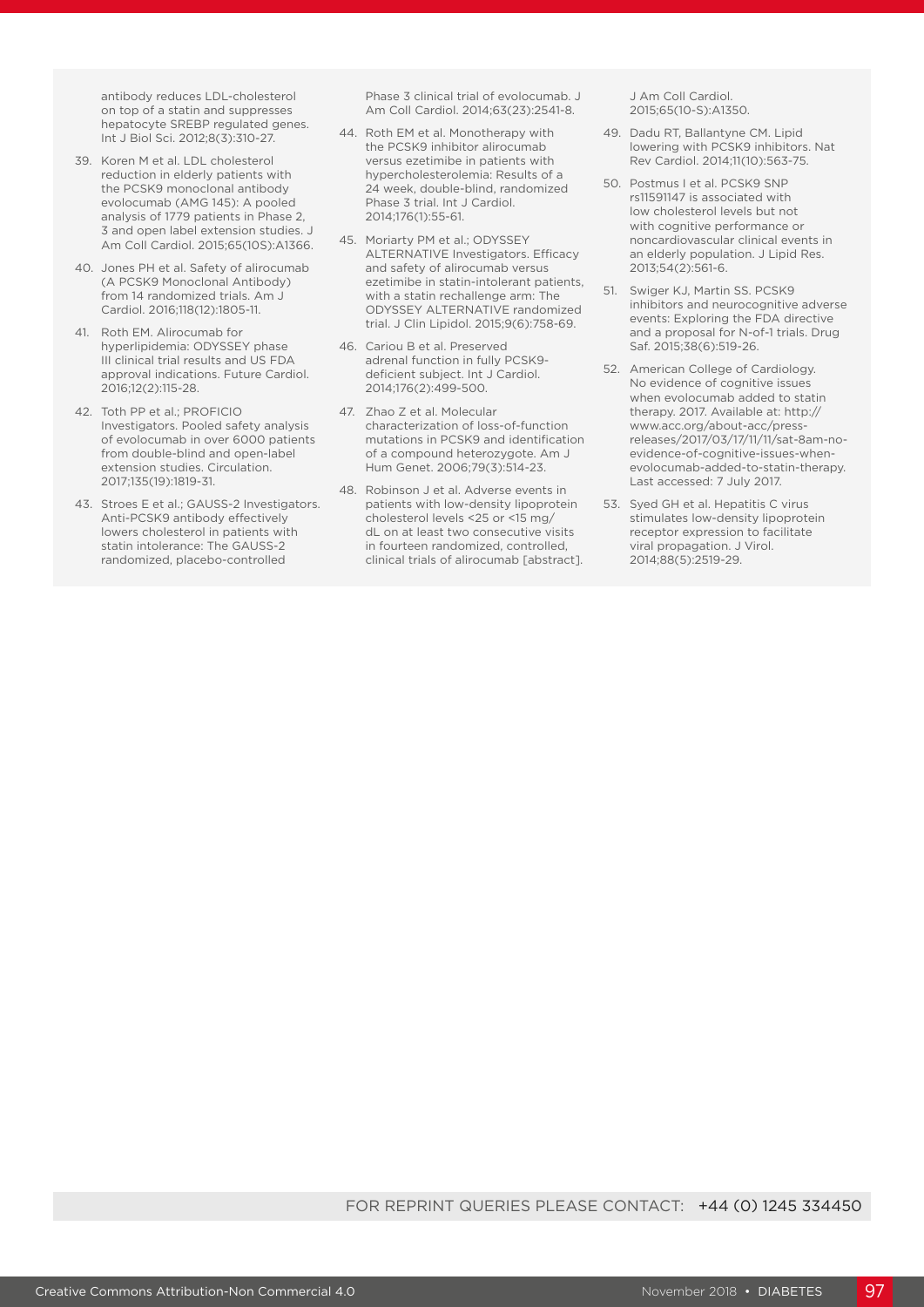antibody reduces LDL-cholesterol on top of a statin and suppresses hepatocyte SREBP regulated genes. Int J Biol Sci. 2012;8(3):310-27.

39. Koren M et al. LDL cholesterol reduction in elderly patients with the PCSK9 monoclonal antibody evolocumab (AMG 145): A pooled analysis of 1779 patients in Phase 2, 3 and open label extension studies. J Am Coll Cardiol. 2015;65(10S):A1366.
40. Jones PH et al. Safety of alirocumab (A PCSK9 Monoclonal Antibody) from 14 randomized trials. Am J Cardiol. 2016;118(12):1805-11.
41. Roth EM. Alirocumab for hyperlipidemia: ODYSSEY phase III clinical trial results and US FDA approval indications. Future Cardiol. 2016;12(2):115-28.
42. Toth PP et al.; PROFICIO Investigators. Pooled safety analysis of evolocumab in over 6000 patients from double-blind and open-label extension studies. Circulation. 2017;135(19):1819-31.
43. Stroes E et al.; GAUSS-2 Investigators. Anti-PCSK9 antibody effectively lowers cholesterol in patients with statin intolerance: The GAUSS-2 randomized, placebo-controlled Phase 3 clinical trial of evolocumab. J Am Coll Cardiol. 2014;63(23):2541-8.
44. Roth EM et al. Monotherapy with the PCSK9 inhibitor alirocumab versus ezetimibe in patients with hypercholesterolemia: Results of a 24 week, double-blind, randomized Phase 3 trial. Int J Cardiol. 2014;176(1):55-61.
45. Moriarty PM et al.; ODYSSEY ALTERNATIVE Investigators. Efficacy and safety of alirocumab versus ezetimibe in statin-intolerant patients, with a statin rechallenge arm: The ODYSSEY ALTERNATIVE randomized trial. J Clin Lipidol. 2015;9(6):758-69.
46. Cariou B et al. Preserved adrenal function in fully PCSK9-deficient subject. Int J Cardiol. 2014;176(2):499-500.
47. Zhao Z et al. Molecular characterization of loss-of-function mutations in PCSK9 and identification of a compound heterozygote. Am J Hum Genet. 2006;79(3):514-23.
48. Robinson J et al. Adverse events in patients with low-density lipoprotein cholesterol levels <25 or <15 mg/dL on at least two consecutive visits in fourteen randomized, controlled, clinical trials of alirocumab [abstract]. J Am Coll Cardiol. 2015;65(10-S):A1350.
49. Dadu RT, Ballantyne CM. Lipid lowering with PCSK9 inhibitors. Nat Rev Cardiol. 2014;11(10):563-75.
50. Postmus I et al. PCSK9 SNP rs11591147 is associated with low cholesterol levels but not with cognitive performance or noncardiovascular clinical events in an elderly population. J Lipid Res. 2013;54(2):561-6.
51. Swiger KJ, Martin SS. PCSK9 inhibitors and neurocognitive adverse events: Exploring the FDA directive and a proposal for N-of-1 trials. Drug Saf. 2015;38(6):519-26.
52. American College of Cardiology. No evidence of cognitive issues when evolocumab added to statin therapy. 2017. Available at: http://www.acc.org/about-acc/press-releases/2017/03/17/11/11/sat-8am-no-evidence-of-cognitive-issues-when-evolocumab-added-to-statin-therapy. Last accessed: 7 July 2017.
53. Syed GH et al. Hepatitis C virus stimulates low-density lipoprotein receptor expression to facilitate viral propagation. J Virol. 2014;88(5):2519-29.

FOR REPRINT QUERIES PLEASE CONTACT: +44 (0) 1245 334450